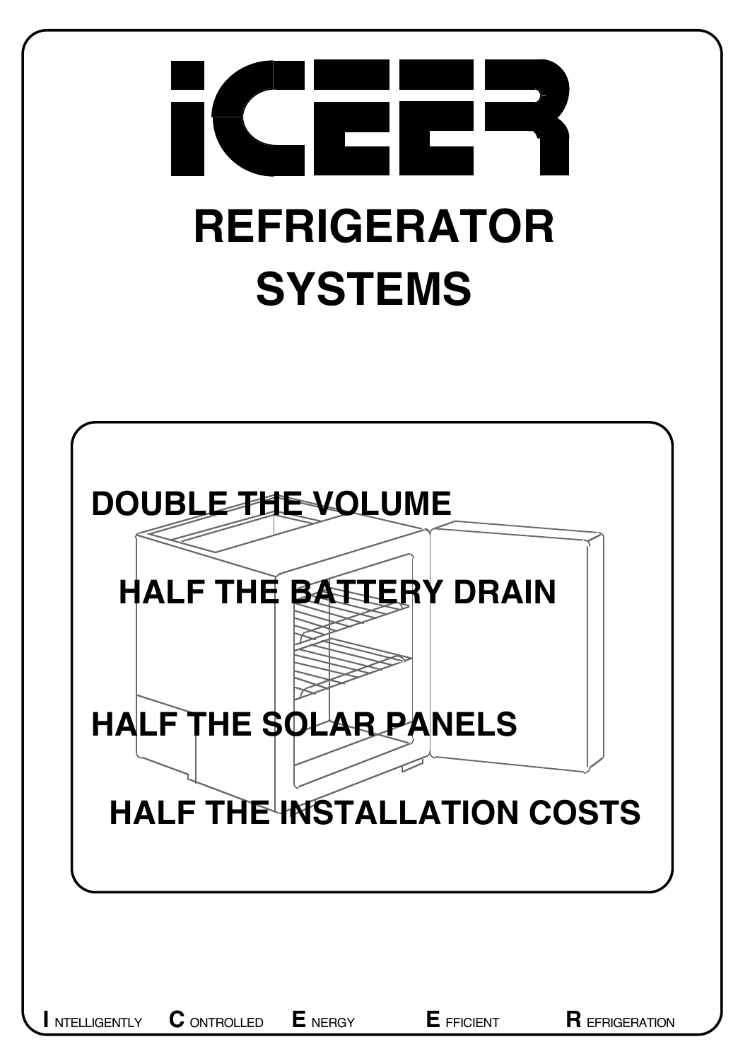# ICEER

# REFRIGERATOR SYSTEMS

**DOUBLE THE VOLUME**

**HALF THE BATTERY DRAIN**

**HALF THE SOLAR PANELS**

**HALF THE INSTALLATION COSTS**

**I** NTELLIGENTLY **C** ONTROLLED **E** NERGY **E** FFICIENT **R** EFRIGERATION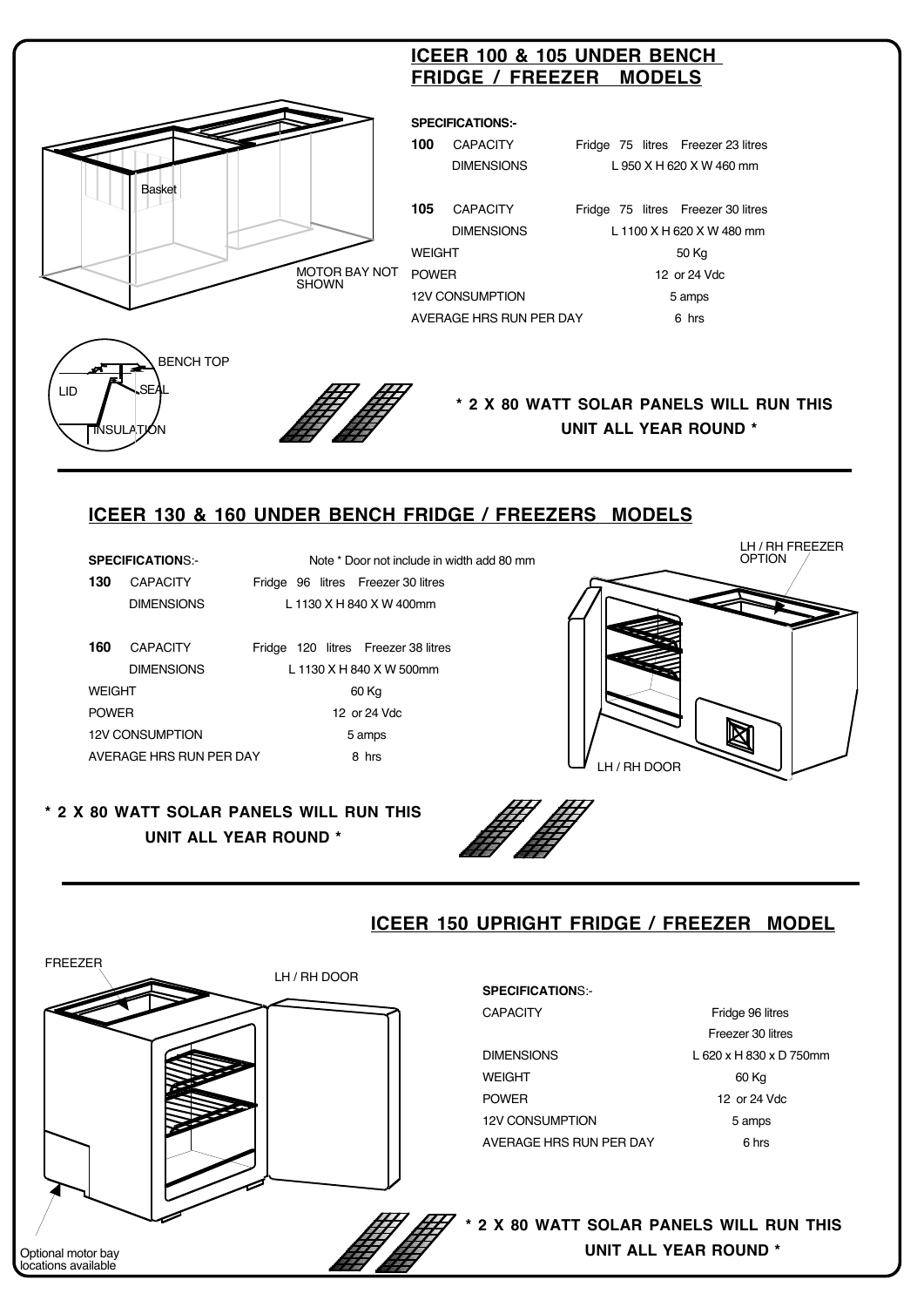## ICEER 100 & 105 UNDER BENCH FRIDGE / FREEZER MODELS

Basket

MOTOR BAY NOT SHOWN

BENCH TOP

LID

SEAL

INSULATION

**SPECIFICATIONS:-**

| | | |
|---|---|---|
| **100** | CAPACITY | Fridge 75 litres Freezer 23 litres |
| | DIMENSIONS | L 950 X H 620 X W 460 mm |
| **105** | CAPACITY | Fridge 75 litres Freezer 30 litres |
| | DIMENSIONS | L 1100 X H 620 X W 480 mm |
| WEIGHT | | 50 Kg |
| POWER | | 12 or 24 Vdc |
| 12V CONSUMPTION | | 5 amps |
| AVERAGE HRS RUN PER DAY | | 6 hrs |

**\* 2 X 80 WATT SOLAR PANELS WILL RUN THIS UNIT ALL YEAR ROUND \***

## ICEER 130 & 160 UNDER BENCH FRIDGE / FREEZERS MODELS

**SPECIFICATION**S:-

Note * Door not include in width add 80 mm

| | | |
|---|---|---|
| **130** | CAPACITY | Fridge 96 litres Freezer 30 litres |
| | DIMENSIONS | L 1130 X H 840 X W 400mm |
| **160** | CAPACITY | Fridge 120 litres Freezer 38 litres |
| | DIMENSIONS | L 1130 X H 840 X W 500mm |
| WEIGHT | | 60 Kg |
| POWER | | 12 or 24 Vdc |
| 12V CONSUMPTION | | 5 amps |
| AVERAGE HRS RUN PER DAY | | 8 hrs |

LH / RH FREEZER OPTION

LH / RH DOOR

**\* 2 X 80 WATT SOLAR PANELS WILL RUN THIS UNIT ALL YEAR ROUND \***

## ICEER 150 UPRIGHT FRIDGE / FREEZER MODEL

FREEZER

LH / RH DOOR

**SPECIFICATION**S:-

| | |
|---|---|
| CAPACITY | Fridge 96 litres<br>Freezer 30 litres |
| DIMENSIONS | L 620 x H 830 x D 750mm |
| WEIGHT | 60 Kg |
| POWER | 12 or 24 Vdc |
| 12V CONSUMPTION | 5 amps |
| AVERAGE HRS RUN PER DAY | 6 hrs |

**\* 2 X 80 WATT SOLAR PANELS WILL RUN THIS UNIT ALL YEAR ROUND \***

Optional motor bay locations available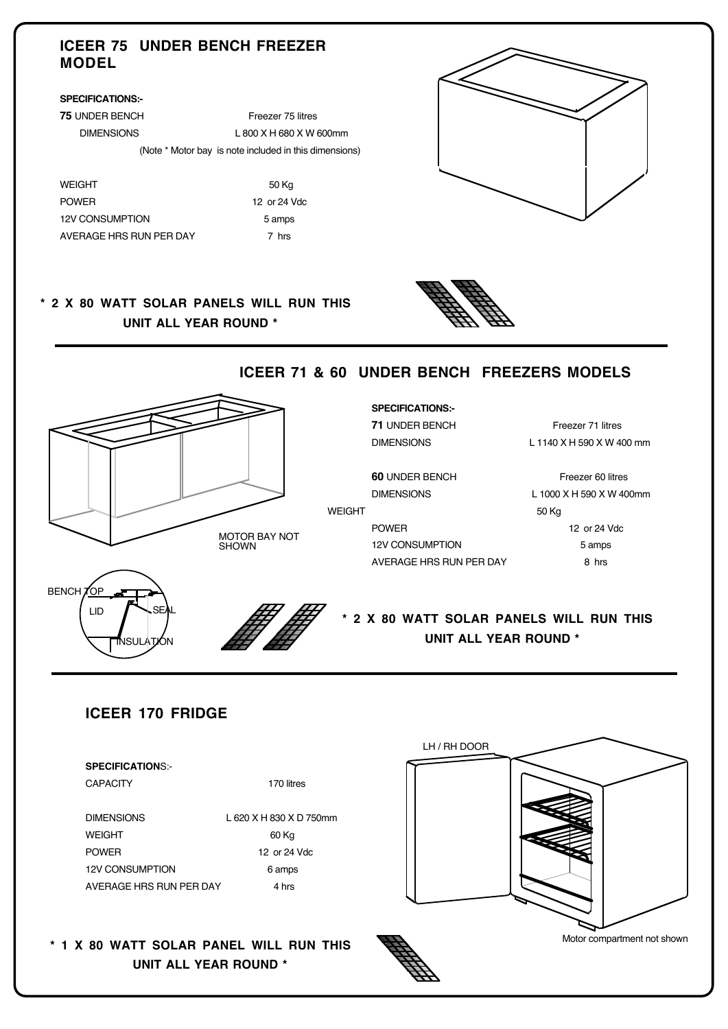## ICEER 75 UNDER BENCH FREEZER MODEL

**SPECIFICATIONS:-**

| | |
|---|---|
| **75** UNDER BENCH | Freezer 75 litres |
| DIMENSIONS | L 800 X H 680 X W 600mm |

(Note * Motor bay is note included in this dimensions)

| | |
|---|---|
| WEIGHT | 50 Kg |
| POWER | 12 or 24 Vdc |
| 12V CONSUMPTION | 5 amps |
| AVERAGE HRS RUN PER DAY | 7 hrs |

**\* 2 X 80 WATT SOLAR PANELS WILL RUN THIS UNIT ALL YEAR ROUND \***

## ICEER 71 & 60 UNDER BENCH FREEZERS MODELS

**SPECIFICATIONS:-**

| | |
|---|---|
| **71** UNDER BENCH | Freezer 71 litres |
| DIMENSIONS | L 1140 X H 590 X W 400 mm |
| **60** UNDER BENCH | Freezer 60 litres |
| DIMENSIONS | L 1000 X H 590 X W 400mm |
| WEIGHT | 50 Kg |
| POWER | 12 or 24 Vdc |
| 12V CONSUMPTION | 5 amps |
| AVERAGE HRS RUN PER DAY | 8 hrs |

MOTOR BAY NOT SHOWN

BENCH TOP
LID
SEAL
INSULATION

**\* 2 X 80 WATT SOLAR PANELS WILL RUN THIS UNIT ALL YEAR ROUND \***

## ICEER 170 FRIDGE

**SPECIFICATION**S:-

| | |
|---|---|
| CAPACITY | 170 litres |
| DIMENSIONS | L 620 X H 830 X D 750mm |
| WEIGHT | 60 Kg |
| POWER | 12 or 24 Vdc |
| 12V CONSUMPTION | 6 amps |
| AVERAGE HRS RUN PER DAY | 4 hrs |

LH / RH DOOR

Motor compartment not shown

**\* 1 X 80 WATT SOLAR PANEL WILL RUN THIS UNIT ALL YEAR ROUND \***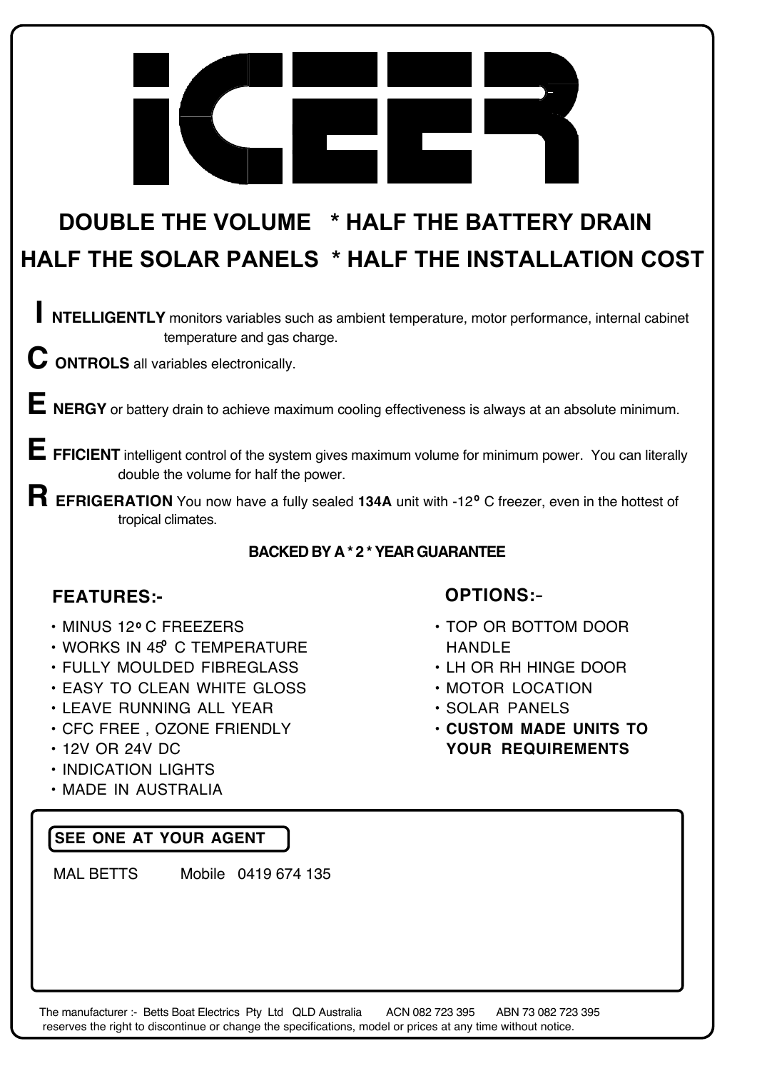# ICEER

## DOUBLE THE VOLUME * HALF THE BATTERY DRAIN
## HALF THE SOLAR PANELS * HALF THE INSTALLATION COST

**I NTELLIGENTLY** monitors variables such as ambient temperature, motor performance, internal cabinet temperature and gas charge.

**C ONTROLS** all variables electronically.

**E NERGY** or battery drain to achieve maximum cooling effectiveness is always at an absolute minimum.

**E FFICIENT** intelligent control of the system gives maximum volume for minimum power. You can literally double the volume for half the power.

**R EFRIGERATION** You now have a fully sealed **134A** unit with -12° C freezer, even in the hottest of tropical climates.

**BACKED BY A * 2 * YEAR GUARANTEE**

### FEATURES:-

- MINUS 12° C FREEZERS
- WORKS IN 45° C TEMPERATURE
- FULLY MOULDED FIBREGLASS
- EASY TO CLEAN WHITE GLOSS
- LEAVE RUNNING ALL YEAR
- CFC FREE , OZONE FRIENDLY
- 12V OR 24V DC
- INDICATION LIGHTS
- MADE IN AUSTRALIA

### OPTIONS:-

- TOP OR BOTTOM DOOR HANDLE
- LH OR RH HINGE DOOR
- MOTOR LOCATION
- SOLAR PANELS
- **CUSTOM MADE UNITS TO YOUR REQUIREMENTS**

**SEE ONE AT YOUR AGENT**

MAL BETTS Mobile 0419 674 135

The manufacturer :- Betts Boat Electrics Pty Ltd QLD Australia ACN 082 723 395 ABN 73 082 723 395 reserves the right to discontinue or change the specifications, model or prices at any time without notice.